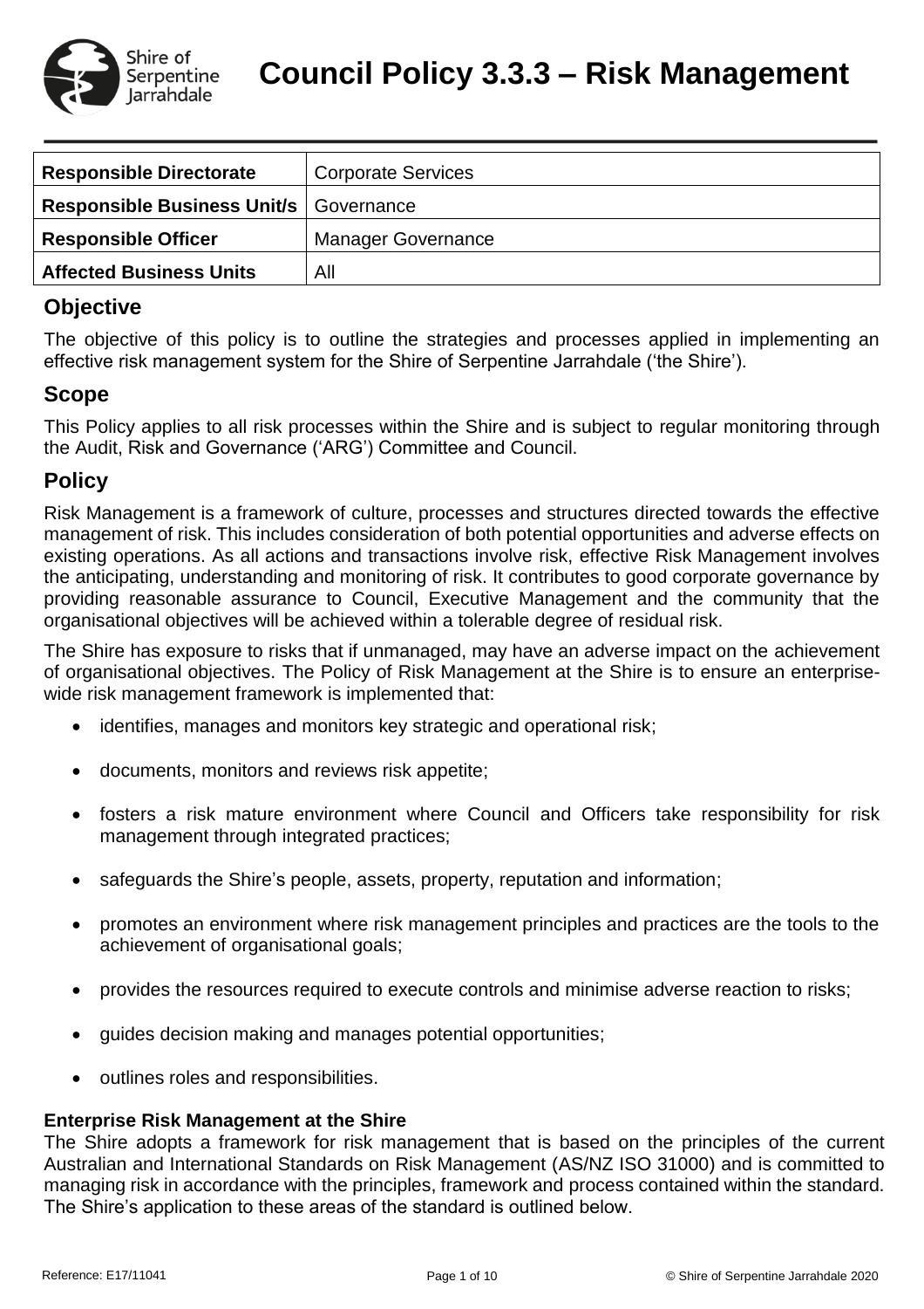# Council Policy 3.3.3 – Risk Management

| | |
|---|---|
| **Responsible Directorate** | Corporate Services |
| **Responsible Business Unit/s** | Governance |
| **Responsible Officer** | Manager Governance |
| **Affected Business Units** | All |

## Objective

The objective of this policy is to outline the strategies and processes applied in implementing an effective risk management system for the Shire of Serpentine Jarrahdale ('the Shire').

## Scope

This Policy applies to all risk processes within the Shire and is subject to regular monitoring through the Audit, Risk and Governance ('ARG') Committee and Council.

## Policy

Risk Management is a framework of culture, processes and structures directed towards the effective management of risk. This includes consideration of both potential opportunities and adverse effects on existing operations. As all actions and transactions involve risk, effective Risk Management involves the anticipating, understanding and monitoring of risk. It contributes to good corporate governance by providing reasonable assurance to Council, Executive Management and the community that the organisational objectives will be achieved within a tolerable degree of residual risk.

The Shire has exposure to risks that if unmanaged, may have an adverse impact on the achievement of organisational objectives. The Policy of Risk Management at the Shire is to ensure an enterprise-wide risk management framework is implemented that:

- identifies, manages and monitors key strategic and operational risk;
- documents, monitors and reviews risk appetite;
- fosters a risk mature environment where Council and Officers take responsibility for risk management through integrated practices;
- safeguards the Shire's people, assets, property, reputation and information;
- promotes an environment where risk management principles and practices are the tools to the achievement of organisational goals;
- provides the resources required to execute controls and minimise adverse reaction to risks;
- guides decision making and manages potential opportunities;
- outlines roles and responsibilities.

**Enterprise Risk Management at the Shire**

The Shire adopts a framework for risk management that is based on the principles of the current Australian and International Standards on Risk Management (AS/NZ ISO 31000) and is committed to managing risk in accordance with the principles, framework and process contained within the standard. The Shire's application to these areas of the standard is outlined below.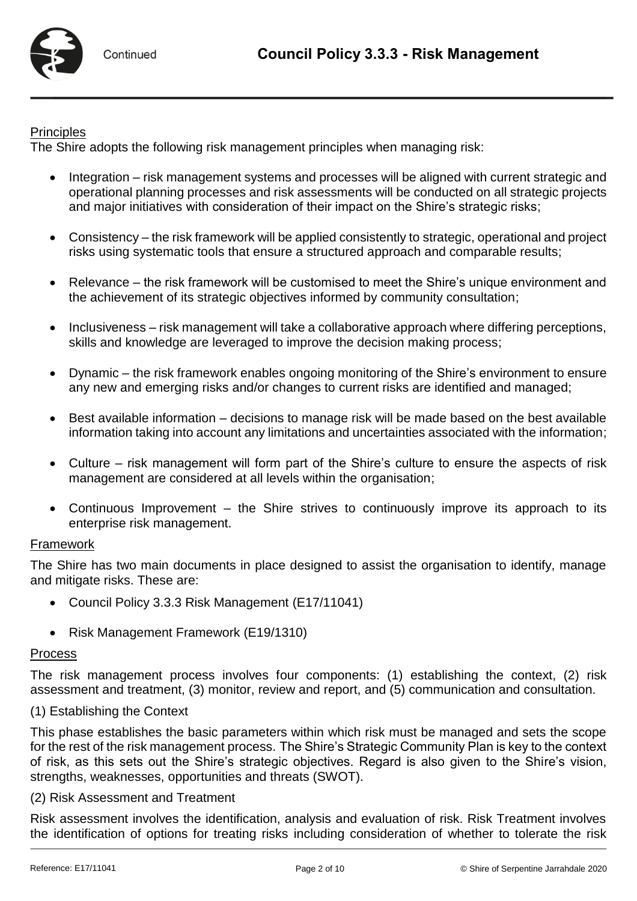#### Principles

The Shire adopts the following risk management principles when managing risk:

- Integration – risk management systems and processes will be aligned with current strategic and operational planning processes and risk assessments will be conducted on all strategic projects and major initiatives with consideration of their impact on the Shire's strategic risks;

- Consistency – the risk framework will be applied consistently to strategic, operational and project risks using systematic tools that ensure a structured approach and comparable results;

- Relevance – the risk framework will be customised to meet the Shire's unique environment and the achievement of its strategic objectives informed by community consultation;

- Inclusiveness – risk management will take a collaborative approach where differing perceptions, skills and knowledge are leveraged to improve the decision making process;

- Dynamic – the risk framework enables ongoing monitoring of the Shire's environment to ensure any new and emerging risks and/or changes to current risks are identified and managed;

- Best available information – decisions to manage risk will be made based on the best available information taking into account any limitations and uncertainties associated with the information;

- Culture – risk management will form part of the Shire's culture to ensure the aspects of risk management are considered at all levels within the organisation;

- Continuous Improvement – the Shire strives to continuously improve its approach to its enterprise risk management.

#### Framework

The Shire has two main documents in place designed to assist the organisation to identify, manage and mitigate risks. These are:

- Council Policy 3.3.3 Risk Management (E17/11041)
- Risk Management Framework (E19/1310)

#### Process

The risk management process involves four components: (1) establishing the context, (2) risk assessment and treatment, (3) monitor, review and report, and (5) communication and consultation.

(1) Establishing the Context

This phase establishes the basic parameters within which risk must be managed and sets the scope for the rest of the risk management process. The Shire's Strategic Community Plan is key to the context of risk, as this sets out the Shire's strategic objectives. Regard is also given to the Shire's vision, strengths, weaknesses, opportunities and threats (SWOT).

(2) Risk Assessment and Treatment

Risk assessment involves the identification, analysis and evaluation of risk. Risk Treatment involves the identification of options for treating risks including consideration of whether to tolerate the risk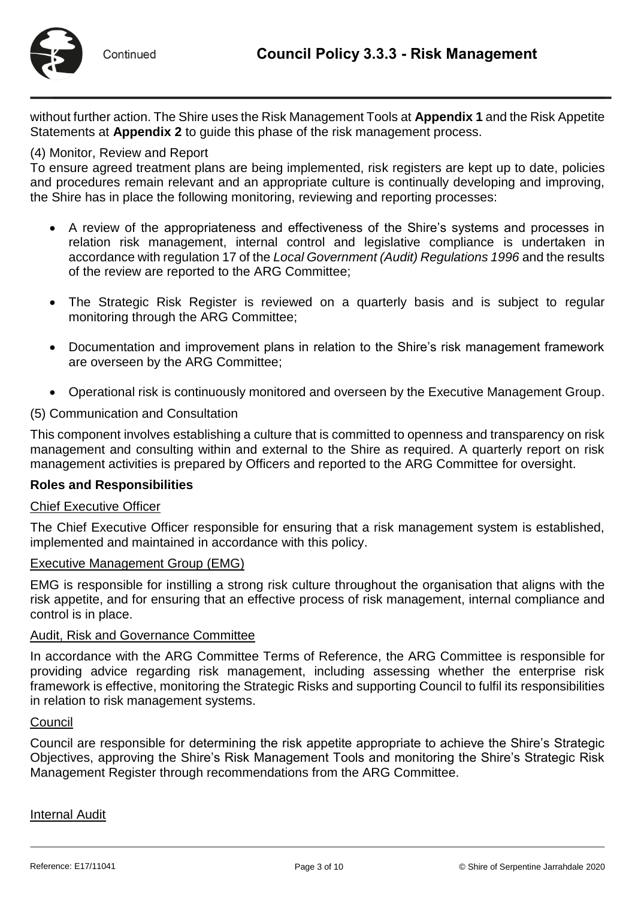without further action. The Shire uses the Risk Management Tools at **Appendix 1** and the Risk Appetite Statements at **Appendix 2** to guide this phase of the risk management process.

(4) Monitor, Review and Report

To ensure agreed treatment plans are being implemented, risk registers are kept up to date, policies and procedures remain relevant and an appropriate culture is continually developing and improving, the Shire has in place the following monitoring, reviewing and reporting processes:

- A review of the appropriateness and effectiveness of the Shire's systems and processes in relation risk management, internal control and legislative compliance is undertaken in accordance with regulation 17 of the *Local Government (Audit) Regulations 1996* and the results of the review are reported to the ARG Committee;
- The Strategic Risk Register is reviewed on a quarterly basis and is subject to regular monitoring through the ARG Committee;
- Documentation and improvement plans in relation to the Shire's risk management framework are overseen by the ARG Committee;
- Operational risk is continuously monitored and overseen by the Executive Management Group.

(5) Communication and Consultation

This component involves establishing a culture that is committed to openness and transparency on risk management and consulting within and external to the Shire as required. A quarterly report on risk management activities is prepared by Officers and reported to the ARG Committee for oversight.

**Roles and Responsibilities**

Chief Executive Officer

The Chief Executive Officer responsible for ensuring that a risk management system is established, implemented and maintained in accordance with this policy.

Executive Management Group (EMG)

EMG is responsible for instilling a strong risk culture throughout the organisation that aligns with the risk appetite, and for ensuring that an effective process of risk management, internal compliance and control is in place.

Audit, Risk and Governance Committee

In accordance with the ARG Committee Terms of Reference, the ARG Committee is responsible for providing advice regarding risk management, including assessing whether the enterprise risk framework is effective, monitoring the Strategic Risks and supporting Council to fulfil its responsibilities in relation to risk management systems.

Council

Council are responsible for determining the risk appetite appropriate to achieve the Shire's Strategic Objectives, approving the Shire's Risk Management Tools and monitoring the Shire's Strategic Risk Management Register through recommendations from the ARG Committee.

Internal Audit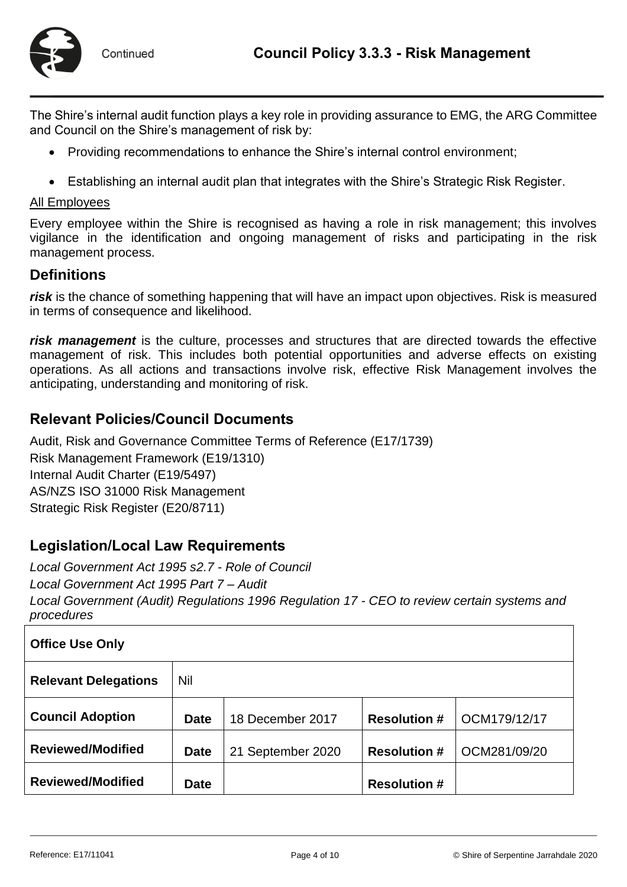The Shire's internal audit function plays a key role in providing assurance to EMG, the ARG Committee and Council on the Shire's management of risk by:

- Providing recommendations to enhance the Shire's internal control environment;
- Establishing an internal audit plan that integrates with the Shire's Strategic Risk Register.

All Employees

Every employee within the Shire is recognised as having a role in risk management; this involves vigilance in the identification and ongoing management of risks and participating in the risk management process.

## Definitions

***risk*** is the chance of something happening that will have an impact upon objectives. Risk is measured in terms of consequence and likelihood.

***risk management*** is the culture, processes and structures that are directed towards the effective management of risk. This includes both potential opportunities and adverse effects on existing operations. As all actions and transactions involve risk, effective Risk Management involves the anticipating, understanding and monitoring of risk.

## Relevant Policies/Council Documents

Audit, Risk and Governance Committee Terms of Reference (E17/1739)
Risk Management Framework (E19/1310)
Internal Audit Charter (E19/5497)
AS/NZS ISO 31000 Risk Management
Strategic Risk Register (E20/8711)

## Legislation/Local Law Requirements

*Local Government Act 1995 s2.7 - Role of Council*
*Local Government Act 1995 Part 7 – Audit*
*Local Government (Audit) Regulations 1996 Regulation 17 - CEO to review certain systems and procedures*

| **Office Use Only** | | | | |
|---|---|---|---|---|
| **Relevant Delegations** | Nil | | | |
| **Council Adoption** | **Date** | 18 December 2017 | **Resolution #** | OCM179/12/17 |
| **Reviewed/Modified** | **Date** | 21 September 2020 | **Resolution #** | OCM281/09/20 |
| **Reviewed/Modified** | **Date** | | **Resolution #** | |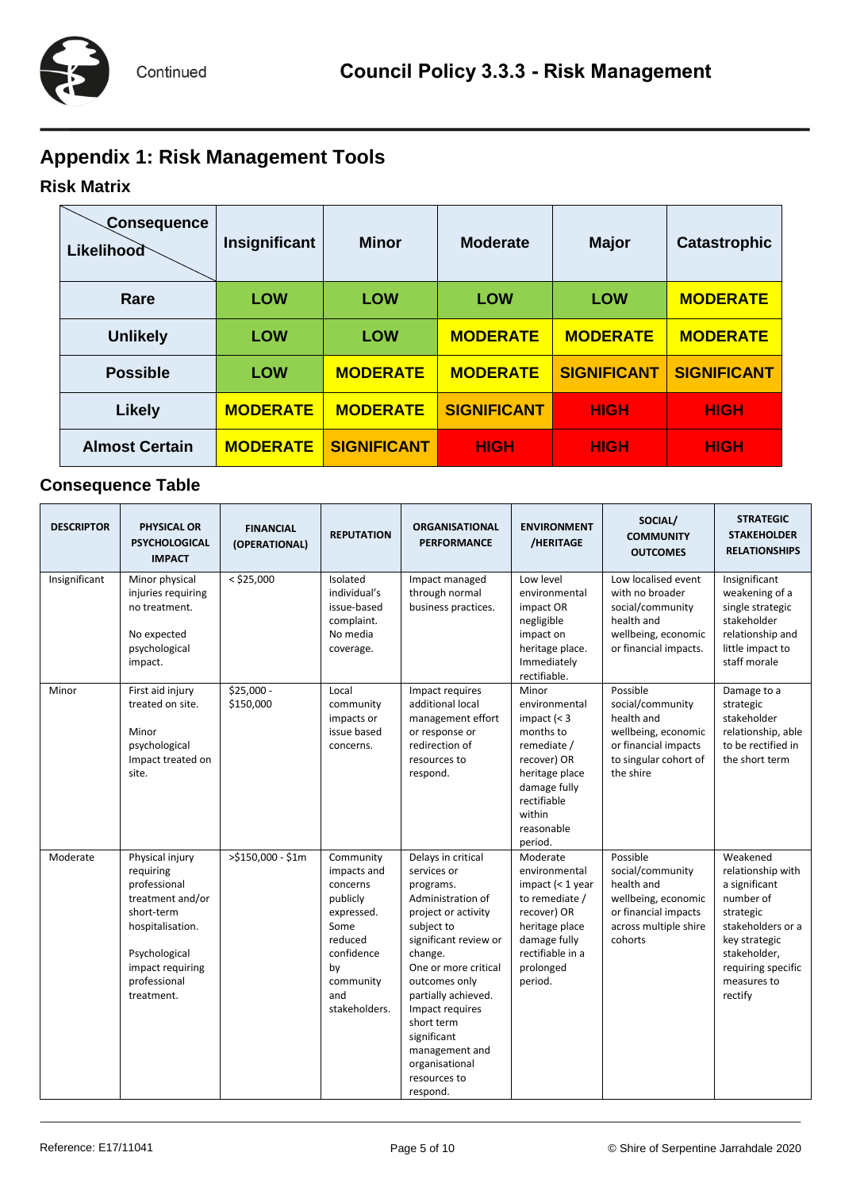## Appendix 1: Risk Management Tools

### Risk Matrix

| Likelihood \ Consequence | Insignificant | Minor | Moderate | Major | Catastrophic |
|---|---|---|---|---|---|
| **Rare** | LOW | LOW | LOW | LOW | MODERATE |
| **Unlikely** | LOW | LOW | MODERATE | MODERATE | MODERATE |
| **Possible** | LOW | MODERATE | MODERATE | SIGNIFICANT | SIGNIFICANT |
| **Likely** | MODERATE | MODERATE | SIGNIFICANT | HIGH | HIGH |
| **Almost Certain** | MODERATE | SIGNIFICANT | HIGH | HIGH | HIGH |

### Consequence Table

| DESCRIPTOR | PHYSICAL OR PSYCHOLOGICAL IMPACT | FINANCIAL (OPERATIONAL) | REPUTATION | ORGANISATIONAL PERFORMANCE | ENVIRONMENT /HERITAGE | SOCIAL/ COMMUNITY OUTCOMES | STRATEGIC STAKEHOLDER RELATIONSHIPS |
|---|---|---|---|---|---|---|---|
| Insignificant | Minor physical injuries requiring no treatment.<br><br>No expected psychological impact. | < $25,000 | Isolated individual's issue-based complaint. No media coverage. | Impact managed through normal business practices. | Low level environmental impact OR negligible impact on heritage place. Immediately rectifiable. | Low localised event with no broader social/community health and wellbeing, economic or financial impacts. | Insignificant weakening of a single strategic stakeholder relationship and little impact to staff morale |
| Minor | First aid injury treated on site.<br><br>Minor psychological Impact treated on site. | $25,000 - $150,000 | Local community impacts or issue based concerns. | Impact requires additional local management effort or response or redirection of resources to respond. | Minor environmental impact (< 3 months to remediate / recover) OR heritage place damage fully rectifiable within reasonable period. | Possible social/community health and wellbeing, economic or financial impacts to singular cohort of the shire | Damage to a strategic stakeholder relationship, able to be rectified in the short term |
| Moderate | Physical injury requiring professional treatment and/or short-term hospitalisation.<br><br>Psychological impact requiring professional treatment. | >$150,000 - $1m | Community impacts and concerns publicly expressed. Some reduced confidence by community and stakeholders. | Delays in critical services or programs. Administration of project or activity subject to significant review or change. One or more critical outcomes only partially achieved. Impact requires short term significant management and organisational resources to respond. | Moderate environmental impact (< 1 year to remediate / recover) OR heritage place damage fully rectifiable in a prolonged period. | Possible social/community health and wellbeing, economic or financial impacts across multiple shire cohorts | Weakened relationship with a significant number of strategic stakeholders or a key strategic stakeholder, requiring specific measures to rectify |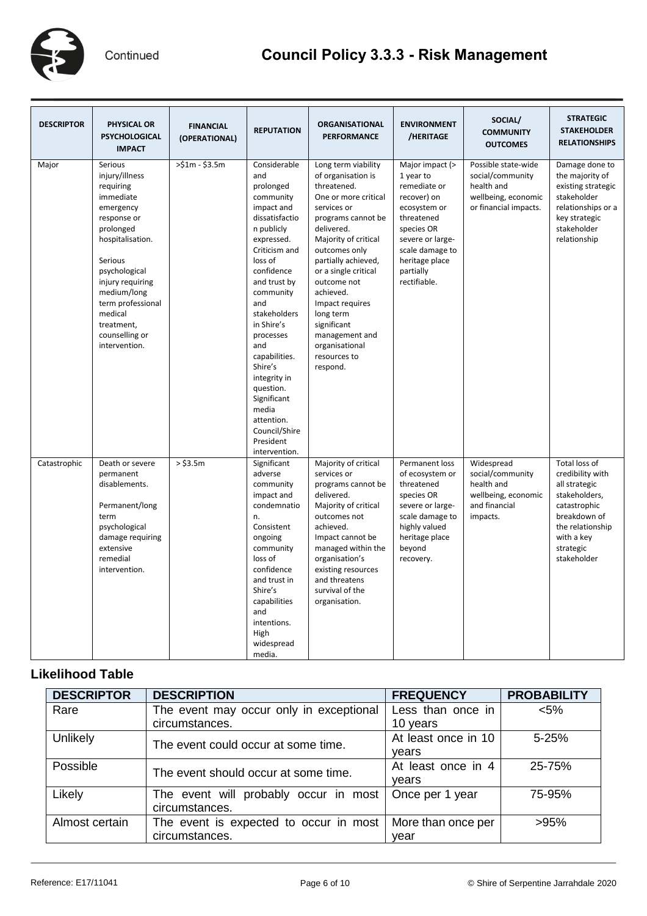| DESCRIPTOR | PHYSICAL OR PSYCHOLOGICAL IMPACT | FINANCIAL (OPERATIONAL) | REPUTATION | ORGANISATIONAL PERFORMANCE | ENVIRONMENT /HERITAGE | SOCIAL/ COMMUNITY OUTCOMES | STRATEGIC STAKEHOLDER RELATIONSHIPS |
|---|---|---|---|---|---|---|---|
| Major | Serious injury/illness requiring immediate emergency response or prolonged hospitalisation. Serious psychological injury requiring medium/long term professional medical treatment, counselling or intervention. | >$1m - $3.5m | Considerable and prolonged community impact and dissatisfaction publicly expressed. Criticism and loss of confidence and trust by community and stakeholders in Shire's processes and capabilities. Shire's integrity in question. Significant media attention. Council/Shire President intervention. | Long term viability of organisation is threatened. One or more critical services or programs cannot be delivered. Majority of critical outcomes only partially achieved, or a single critical outcome not achieved. Impact requires long term significant management and organisational resources to respond. | Major impact (> 1 year to remediate or recover) on ecosystem or threatened species OR severe or large-scale damage to heritage place partially rectifiable. | Possible state-wide social/community health and wellbeing, economic or financial impacts. | Damage done to the majority of existing strategic stakeholder relationships or a key strategic stakeholder relationship |
| Catastrophic | Death or severe permanent disablements. Permanent/long term psychological damage requiring extensive remedial intervention. | > $3.5m | Significant adverse community impact and condemnation. Consistent ongoing community loss of confidence and trust in Shire's capabilities and intentions. High widespread media. | Majority of critical services or programs cannot be delivered. Majority of critical outcomes not achieved. Impact cannot be managed within the organisation's existing resources and threatens survival of the organisation. | Permanent loss of ecosystem or threatened species OR severe or large-scale damage to highly valued heritage place beyond recovery. | Widespread social/community health and wellbeing, economic and financial impacts. | Total loss of credibility with all strategic stakeholders, catastrophic breakdown of the relationship with a key strategic stakeholder |

### Likelihood Table

| DESCRIPTOR | DESCRIPTION | FREQUENCY | PROBABILITY |
|---|---|---|---|
| Rare | The event may occur only in exceptional circumstances. | Less than once in 10 years | <5% |
| Unlikely | The event could occur at some time. | At least once in 10 years | 5-25% |
| Possible | The event should occur at some time. | At least once in 4 years | 25-75% |
| Likely | The event will probably occur in most circumstances. | Once per 1 year | 75-95% |
| Almost certain | The event is expected to occur in most circumstances. | More than once per year | >95% |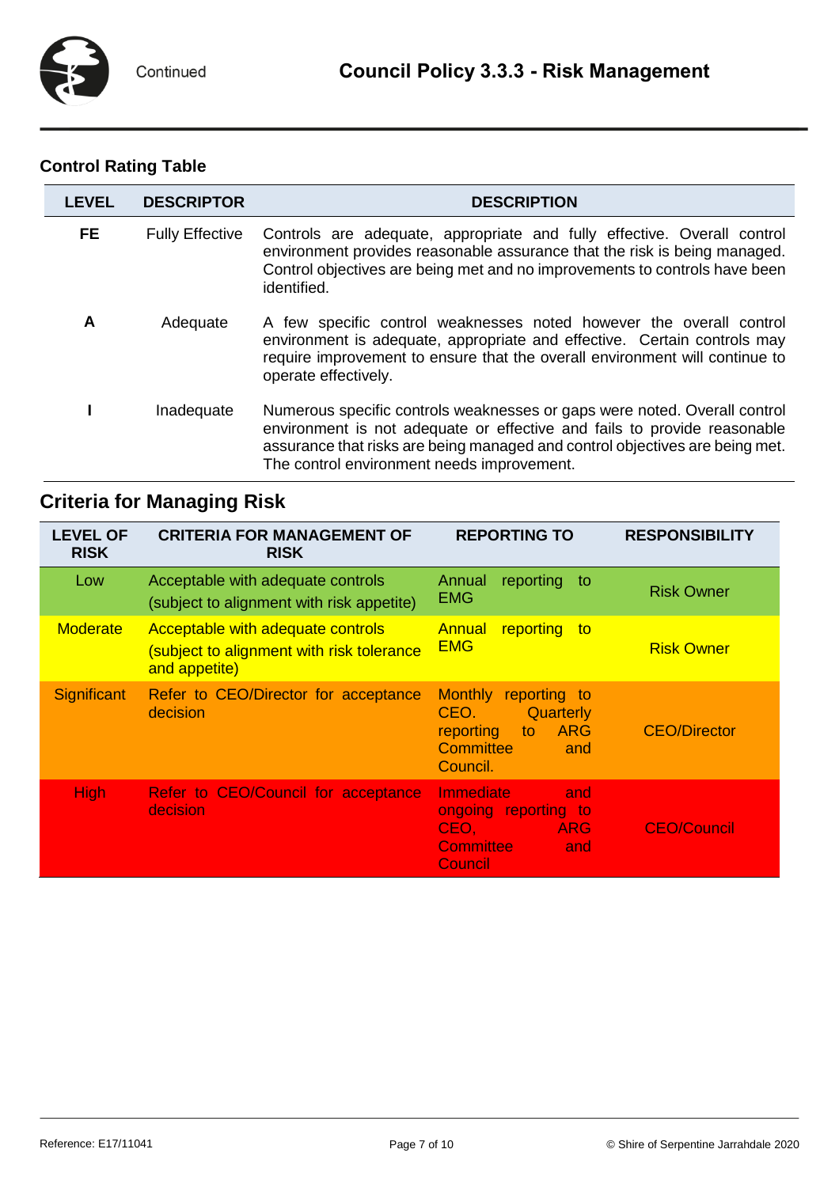## Control Rating Table

| LEVEL | DESCRIPTOR | DESCRIPTION |
|---|---|---|
| **FE** | Fully Effective | Controls are adequate, appropriate and fully effective. Overall control environment provides reasonable assurance that the risk is being managed. Control objectives are being met and no improvements to controls have been identified. |
| **A** | Adequate | A few specific control weaknesses noted however the overall control environment is adequate, appropriate and effective. Certain controls may require improvement to ensure that the overall environment will continue to operate effectively. |
| **I** | Inadequate | Numerous specific controls weaknesses or gaps were noted. Overall control environment is not adequate or effective and fails to provide reasonable assurance that risks are being managed and control objectives are being met. The control environment needs improvement. |

## Criteria for Managing Risk

| LEVEL OF RISK | CRITERIA FOR MANAGEMENT OF RISK | REPORTING TO | RESPONSIBILITY |
|---|---|---|---|
| Low | Acceptable with adequate controls (subject to alignment with risk appetite) | Annual reporting to EMG | Risk Owner |
| Moderate | Acceptable with adequate controls (subject to alignment with risk tolerance and appetite) | Annual reporting to EMG | Risk Owner |
| Significant | Refer to CEO/Director for acceptance decision | Monthly reporting to CEO. Quarterly reporting to ARG Committee and Council. | CEO/Director |
| High | Refer to CEO/Council for acceptance decision | Immediate and ongoing reporting to CEO, ARG Committee and Council | CEO/Council |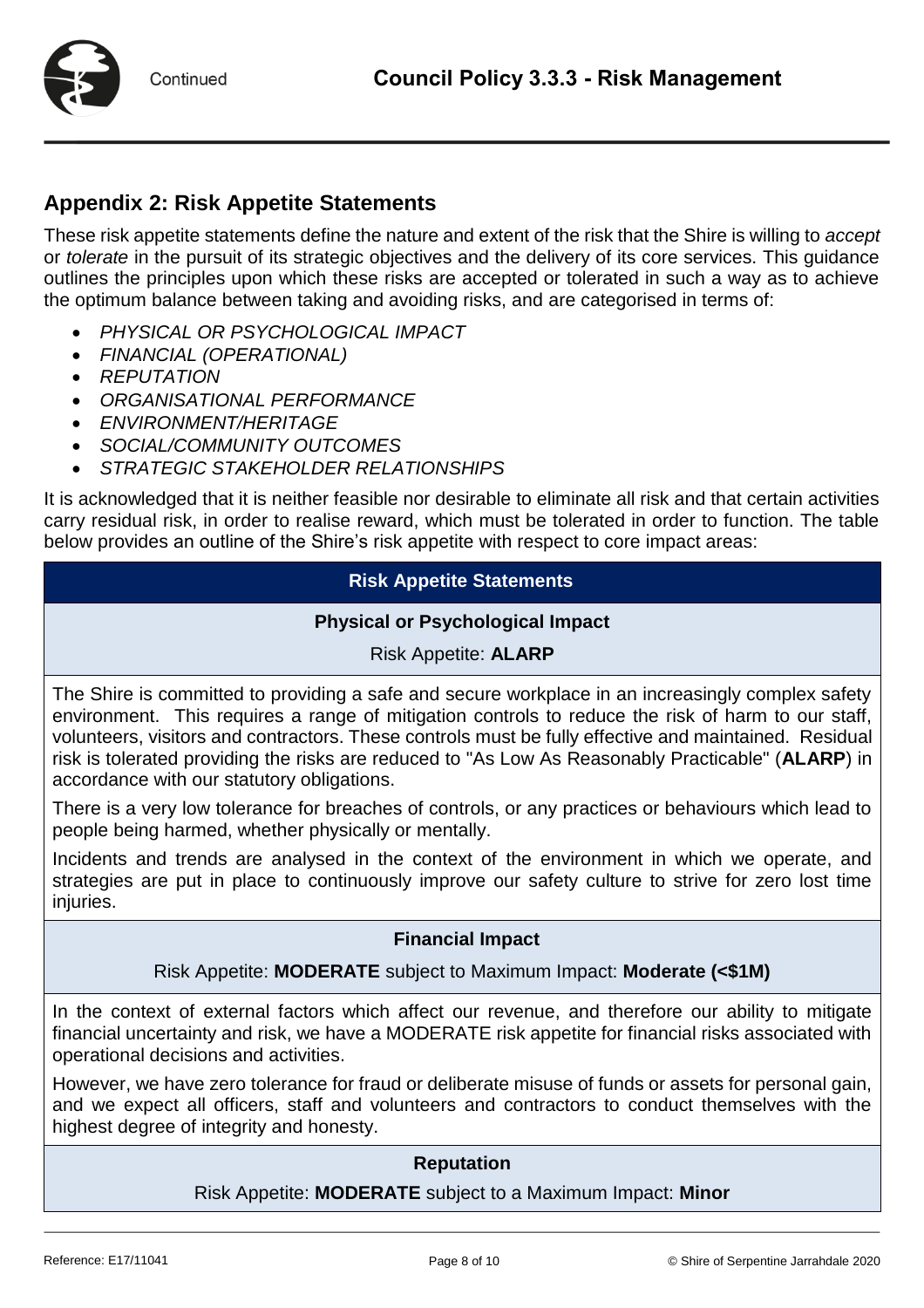## Appendix 2: Risk Appetite Statements

These risk appetite statements define the nature and extent of the risk that the Shire is willing to *accept* or *tolerate* in the pursuit of its strategic objectives and the delivery of its core services. This guidance outlines the principles upon which these risks are accepted or tolerated in such a way as to achieve the optimum balance between taking and avoiding risks, and are categorised in terms of:

- *PHYSICAL OR PSYCHOLOGICAL IMPACT*
- *FINANCIAL (OPERATIONAL)*
- *REPUTATION*
- *ORGANISATIONAL PERFORMANCE*
- *ENVIRONMENT/HERITAGE*
- *SOCIAL/COMMUNITY OUTCOMES*
- *STRATEGIC STAKEHOLDER RELATIONSHIPS*

It is acknowledged that it is neither feasible nor desirable to eliminate all risk and that certain activities carry residual risk, in order to realise reward, which must be tolerated in order to function. The table below provides an outline of the Shire's risk appetite with respect to core impact areas:

| **Risk Appetite Statements** |
| --- |
| **Physical or Psychological Impact**<br>Risk Appetite: **ALARP** |
| The Shire is committed to providing a safe and secure workplace in an increasingly complex safety environment. This requires a range of mitigation controls to reduce the risk of harm to our staff, volunteers, visitors and contractors. These controls must be fully effective and maintained. Residual risk is tolerated providing the risks are reduced to "As Low As Reasonably Practicable" (**ALARP**) in accordance with our statutory obligations.<br>There is a very low tolerance for breaches of controls, or any practices or behaviours which lead to people being harmed, whether physically or mentally.<br>Incidents and trends are analysed in the context of the environment in which we operate, and strategies are put in place to continuously improve our safety culture to strive for zero lost time injuries. |
| **Financial Impact**<br>Risk Appetite: **MODERATE** subject to Maximum Impact: **Moderate (<$1M)** |
| In the context of external factors which affect our revenue, and therefore our ability to mitigate financial uncertainty and risk, we have a MODERATE risk appetite for financial risks associated with operational decisions and activities.<br>However, we have zero tolerance for fraud or deliberate misuse of funds or assets for personal gain, and we expect all officers, staff and volunteers and contractors to conduct themselves with the highest degree of integrity and honesty. |
| **Reputation**<br>Risk Appetite: **MODERATE** subject to a Maximum Impact: **Minor** |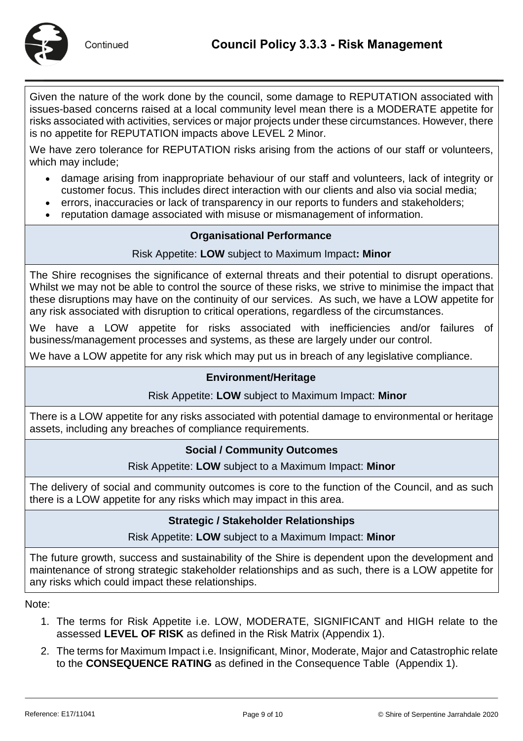Given the nature of the work done by the council, some damage to REPUTATION associated with issues-based concerns raised at a local community level mean there is a MODERATE appetite for risks associated with activities, services or major projects under these circumstances. However, there is no appetite for REPUTATION impacts above LEVEL 2 Minor.

We have zero tolerance for REPUTATION risks arising from the actions of our staff or volunteers, which may include;

- damage arising from inappropriate behaviour of our staff and volunteers, lack of integrity or customer focus. This includes direct interaction with our clients and also via social media;
- errors, inaccuracies or lack of transparency in our reports to funders and stakeholders;
- reputation damage associated with misuse or mismanagement of information.

### Organisational Performance

Risk Appetite: **LOW** subject to Maximum Impact**: Minor**

The Shire recognises the significance of external threats and their potential to disrupt operations. Whilst we may not be able to control the source of these risks, we strive to minimise the impact that these disruptions may have on the continuity of our services. As such, we have a LOW appetite for any risk associated with disruption to critical operations, regardless of the circumstances.

We have a LOW appetite for risks associated with inefficiencies and/or failures of business/management processes and systems, as these are largely under our control.

We have a LOW appetite for any risk which may put us in breach of any legislative compliance.

### Environment/Heritage

Risk Appetite: **LOW** subject to Maximum Impact: **Minor**

There is a LOW appetite for any risks associated with potential damage to environmental or heritage assets, including any breaches of compliance requirements.

### Social / Community Outcomes

Risk Appetite: **LOW** subject to a Maximum Impact: **Minor**

The delivery of social and community outcomes is core to the function of the Council, and as such there is a LOW appetite for any risks which may impact in this area.

### Strategic / Stakeholder Relationships

Risk Appetite: **LOW** subject to a Maximum Impact: **Minor**

The future growth, success and sustainability of the Shire is dependent upon the development and maintenance of strong strategic stakeholder relationships and as such, there is a LOW appetite for any risks which could impact these relationships.

Note:

1. The terms for Risk Appetite i.e. LOW, MODERATE, SIGNIFICANT and HIGH relate to the assessed **LEVEL OF RISK** as defined in the Risk Matrix (Appendix 1).
2. The terms for Maximum Impact i.e. Insignificant, Minor, Moderate, Major and Catastrophic relate to the **CONSEQUENCE RATING** as defined in the Consequence Table (Appendix 1).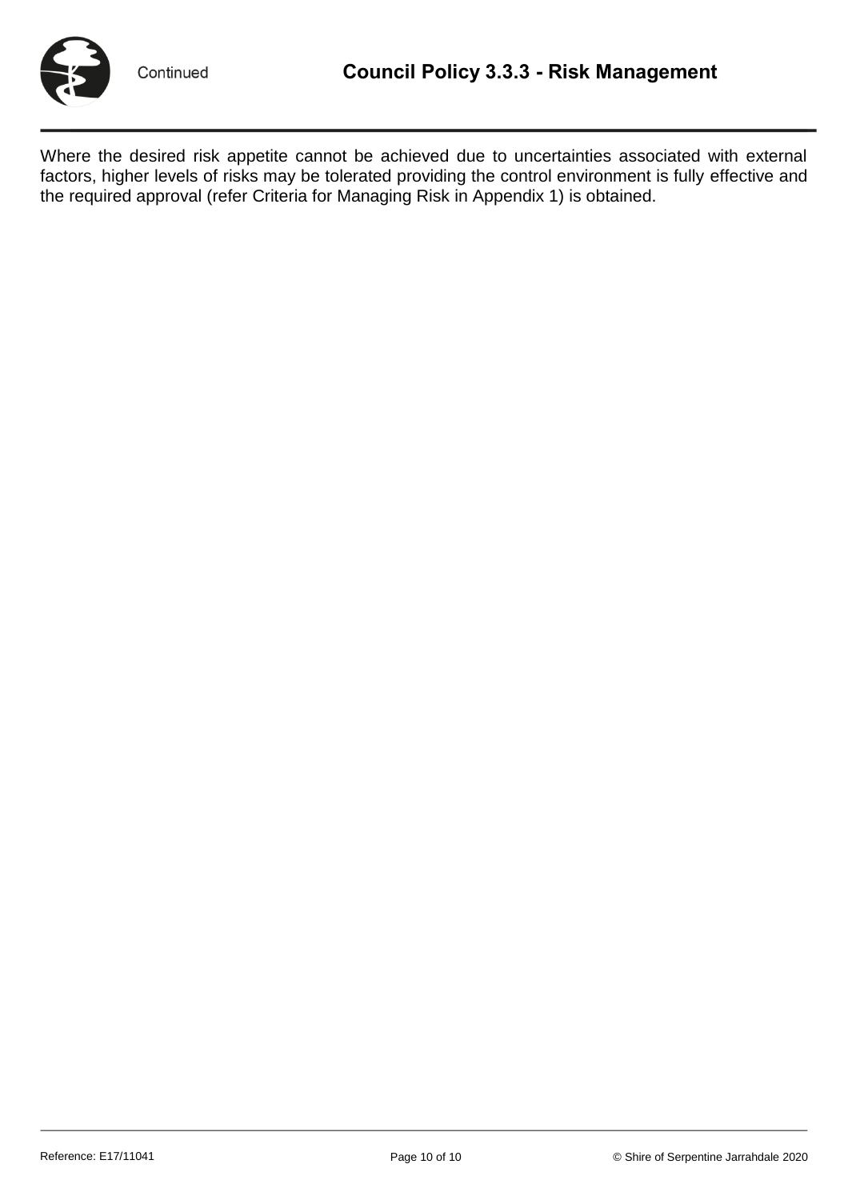Where the desired risk appetite cannot be achieved due to uncertainties associated with external factors, higher levels of risks may be tolerated providing the control environment is fully effective and the required approval (refer Criteria for Managing Risk in Appendix 1) is obtained.